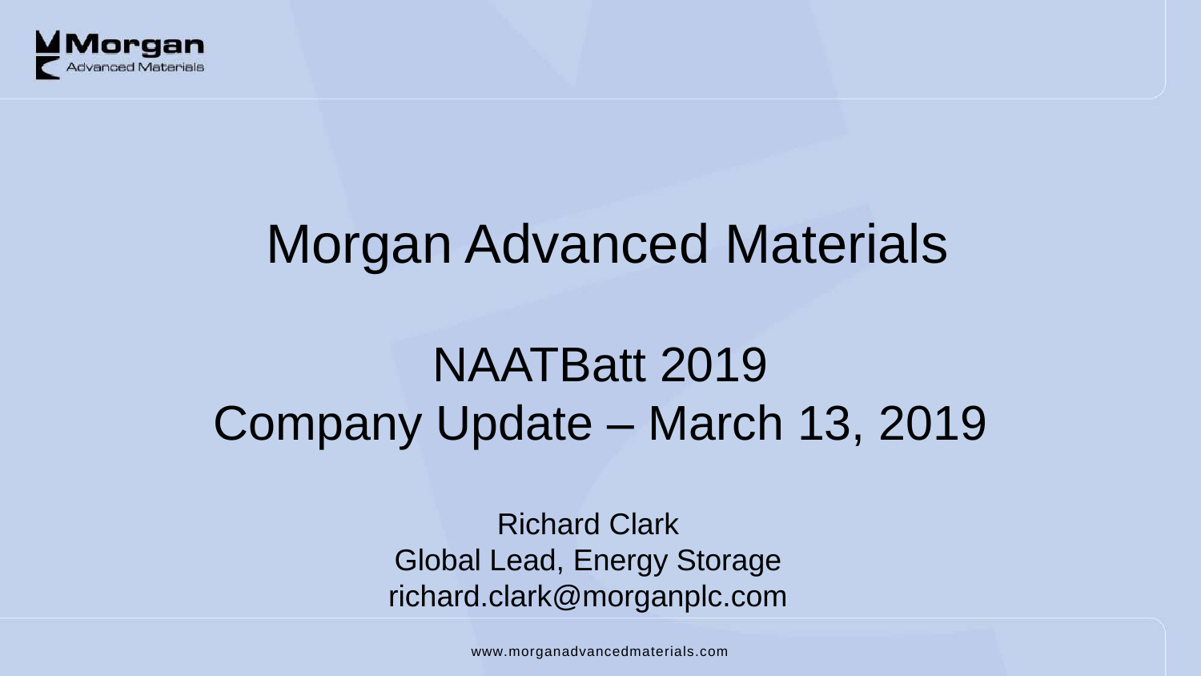# Morgan Advanced Materials

## NAATBatt 2019
## Company Update – March 13, 2019

Richard Clark
Global Lead, Energy Storage
richard.clark@morganplc.com

www.morganadvancedmaterials.com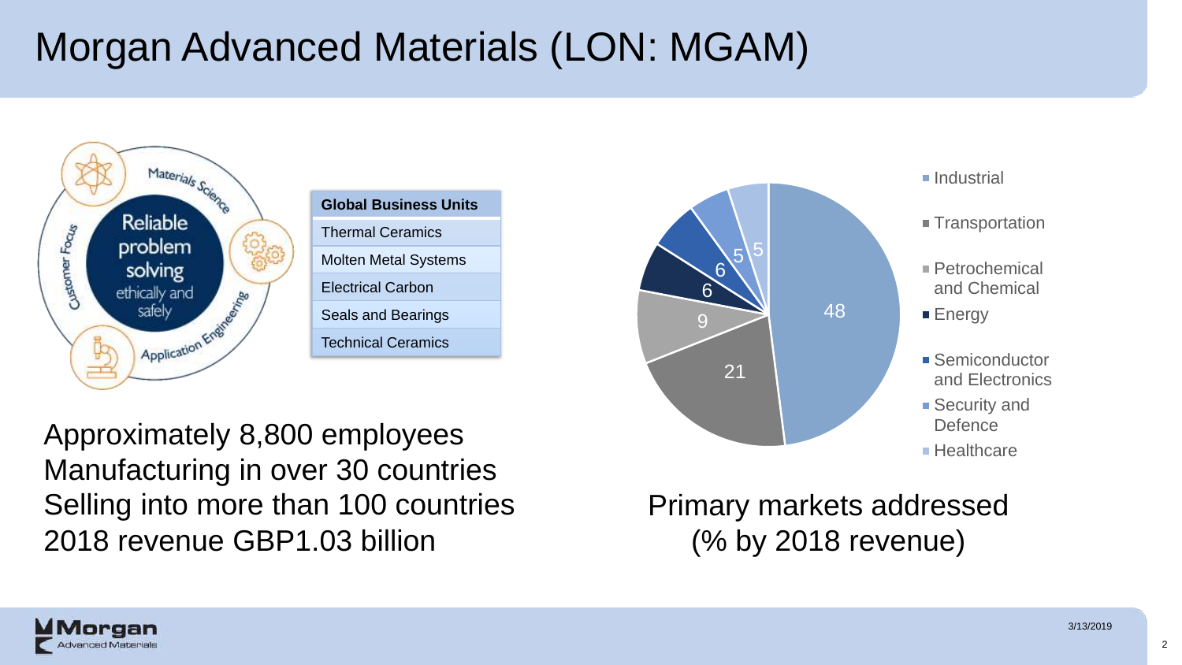# Morgan Advanced Materials (LON: MGAM)

Materials Science

Reliable problem solving ethically and safely

Customer Focus

Application Engineering

| Global Business Units |
| --- |
| Thermal Ceramics |
| Molten Metal Systems |
| Electrical Carbon |
| Seals and Bearings |
| Technical Ceramics |

Approximately 8,800 employees
Manufacturing in over 30 countries
Selling into more than 100 countries
2018 revenue GBP1.03 billion

| Market | % |
| --- | --- |
| Industrial | 48 |
| Transportation | 21 |
| Petrochemical and Chemical | 9 |
| Energy | 6 |
| Semiconductor and Electronics | 6 |
| Security and Defence | 5 |
| Healthcare | 5 |

Primary markets addressed (% by 2018 revenue)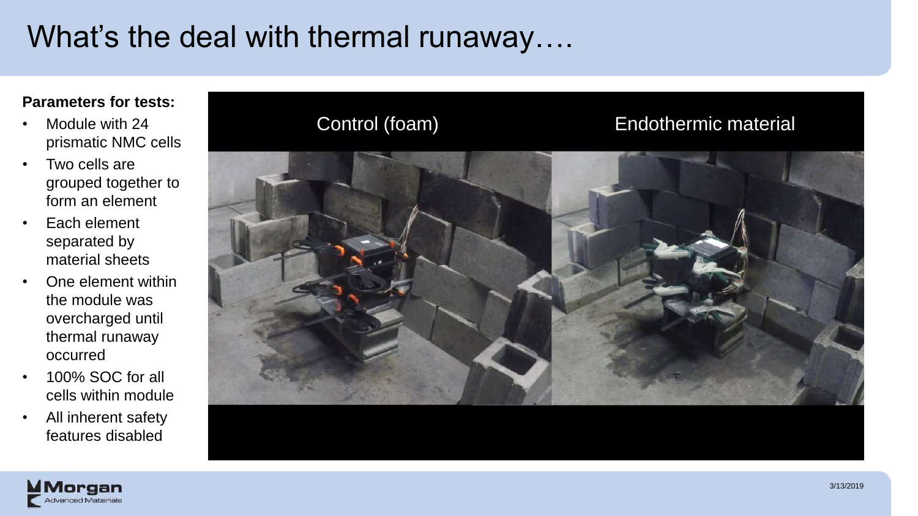# What's the deal with thermal runaway….

**Parameters for tests:**

- Module with 24 prismatic NMC cells
- Two cells are grouped together to form an element
- Each element separated by material sheets
- One element within the module was overcharged until thermal runaway occurred
- 100% SOC for all cells within module
- All inherent safety features disabled

Control (foam)

Endothermic material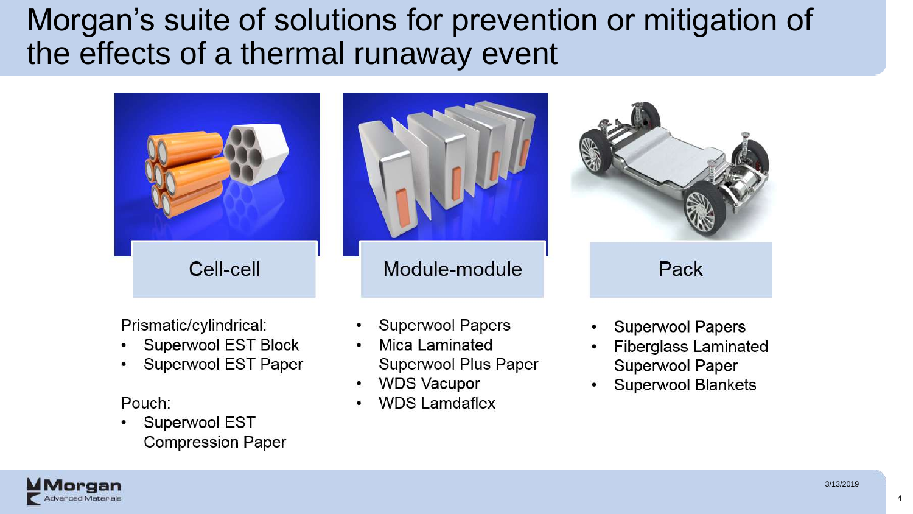# Morgan's suite of solutions for prevention or mitigation of the effects of a thermal runaway event

## Cell-cell

Prismatic/cylindrical:

- Superwool EST Block
- Superwool EST Paper

Pouch:

- Superwool EST Compression Paper

## Module-module

- Superwool Papers
- Mica Laminated Superwool Plus Paper
- WDS Vacupor
- WDS Lamdaflex

## Pack

- Superwool Papers
- Fiberglass Laminated Superwool Paper
- Superwool Blankets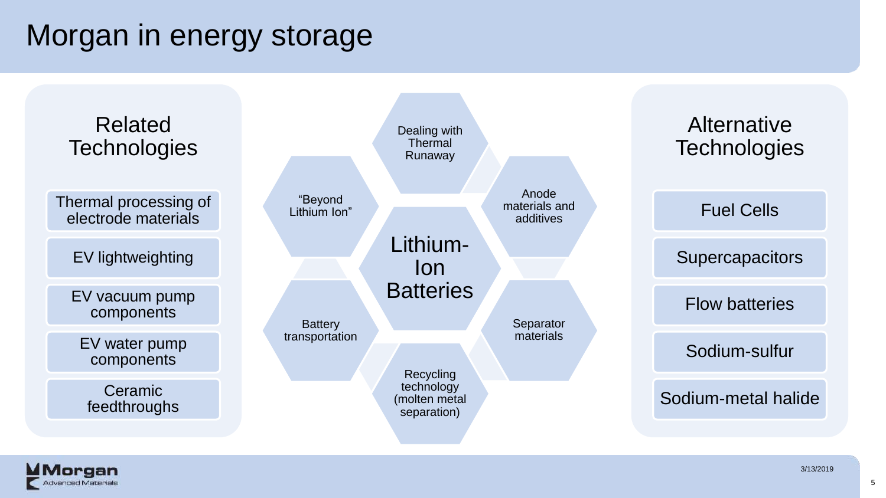# Morgan in energy storage

## Related Technologies

- Thermal processing of electrode materials
- EV lightweighting
- EV vacuum pump components
- EV water pump components
- Ceramic feedthroughs

## Lithium-Ion Batteries

- Dealing with Thermal Runaway
- Anode materials and additives
- Separator materials
- Recycling technology (molten metal separation)
- Battery transportation
- “Beyond Lithium Ion”

## Alternative Technologies

- Fuel Cells
- Supercapacitors
- Flow batteries
- Sodium-sulfur
- Sodium-metal halide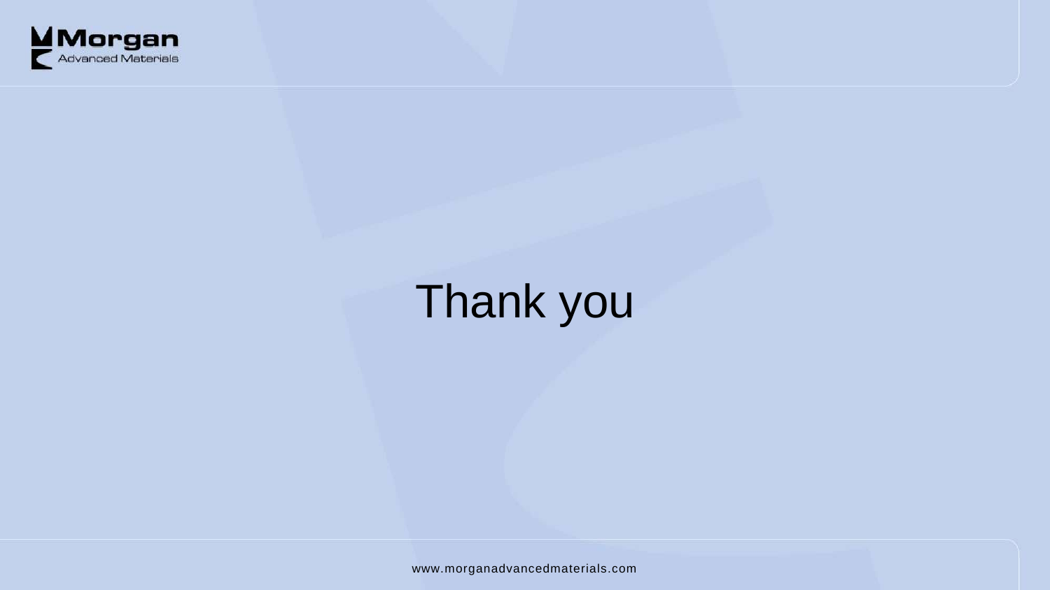# Thank you

www.morganadvancedmaterials.com